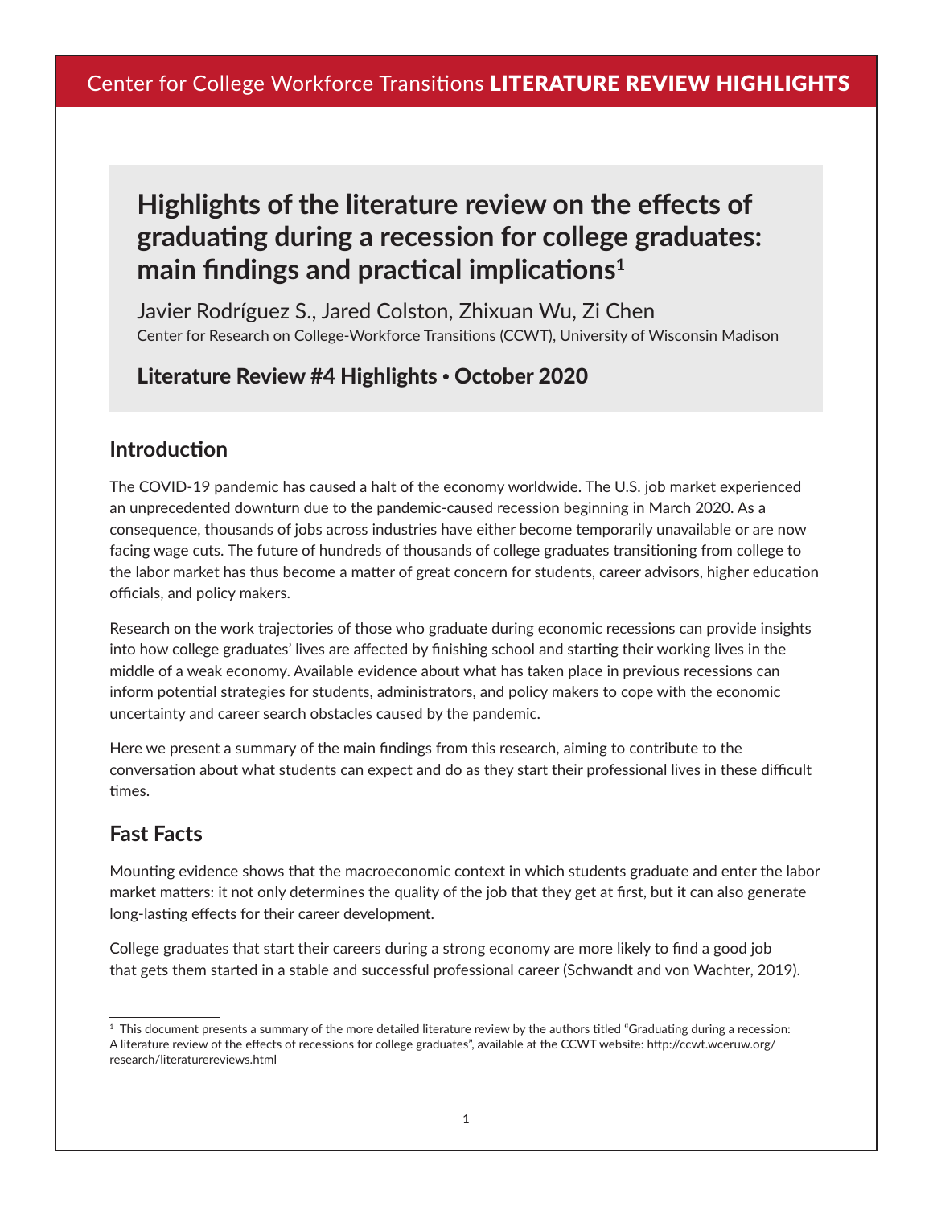Center for College Workforce Transitions **LITERATURE REVIEW HIGHLIGHTS**

# Highlights of the literature review on the effects of graduating during a recession for college graduates: main findings and practical implications[1]

Javier Rodríguez S., Jared Colston, Zhixuan Wu, Zi Chen

Center for Research on College-Workforce Transitions (CCWT), University of Wisconsin Madison

**Literature Review #4 Highlights • October 2020**

## Introduction

The COVID-19 pandemic has caused a halt of the economy worldwide. The U.S. job market experienced an unprecedented downturn due to the pandemic-caused recession beginning in March 2020. As a consequence, thousands of jobs across industries have either become temporarily unavailable or are now facing wage cuts. The future of hundreds of thousands of college graduates transitioning from college to the labor market has thus become a matter of great concern for students, career advisors, higher education officials, and policy makers.

Research on the work trajectories of those who graduate during economic recessions can provide insights into how college graduates' lives are affected by finishing school and starting their working lives in the middle of a weak economy. Available evidence about what has taken place in previous recessions can inform potential strategies for students, administrators, and policy makers to cope with the economic uncertainty and career search obstacles caused by the pandemic.

Here we present a summary of the main findings from this research, aiming to contribute to the conversation about what students can expect and do as they start their professional lives in these difficult times.

## Fast Facts

Mounting evidence shows that the macroeconomic context in which students graduate and enter the labor market matters: it not only determines the quality of the job that they get at first, but it can also generate long-lasting effects for their career development.

College graduates that start their careers during a strong economy are more likely to find a good job that gets them started in a stable and successful professional career (Schwandt and von Wachter, 2019).

---

[1] This document presents a summary of the more detailed literature review by the authors titled "Graduating during a recession: A literature review of the effects of recessions for college graduates", available at the CCWT website: http://ccwt.wceruw.org/research/literaturereviews.html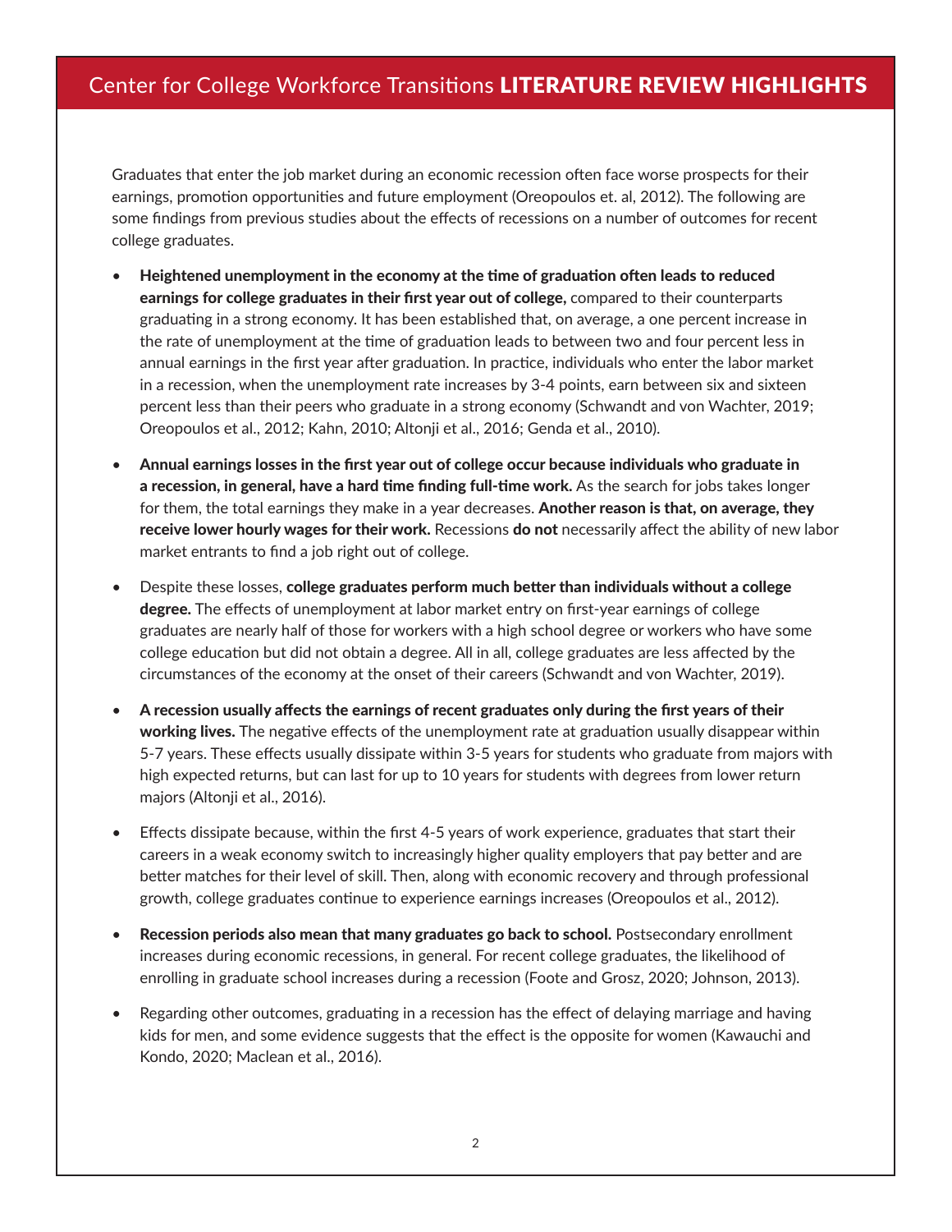# Center for College Workforce Transitions **LITERATURE REVIEW HIGHLIGHTS**

Graduates that enter the job market during an economic recession often face worse prospects for their earnings, promotion opportunities and future employment (Oreopoulos et. al, 2012). The following are some findings from previous studies about the effects of recessions on a number of outcomes for recent college graduates.

- **Heightened unemployment in the economy at the time of graduation often leads to reduced earnings for college graduates in their first year out of college,** compared to their counterparts graduating in a strong economy. It has been established that, on average, a one percent increase in the rate of unemployment at the time of graduation leads to between two and four percent less in annual earnings in the first year after graduation. In practice, individuals who enter the labor market in a recession, when the unemployment rate increases by 3-4 points, earn between six and sixteen percent less than their peers who graduate in a strong economy (Schwandt and von Wachter, 2019; Oreopoulos et al., 2012; Kahn, 2010; Altonji et al., 2016; Genda et al., 2010).

- **Annual earnings losses in the first year out of college occur because individuals who graduate in a recession, in general, have a hard time finding full-time work.** As the search for jobs takes longer for them, the total earnings they make in a year decreases. **Another reason is that, on average, they receive lower hourly wages for their work.** Recessions **do not** necessarily affect the ability of new labor market entrants to find a job right out of college.

- Despite these losses, **college graduates perform much better than individuals without a college degree.** The effects of unemployment at labor market entry on first-year earnings of college graduates are nearly half of those for workers with a high school degree or workers who have some college education but did not obtain a degree. All in all, college graduates are less affected by the circumstances of the economy at the onset of their careers (Schwandt and von Wachter, 2019).

- **A recession usually affects the earnings of recent graduates only during the first years of their working lives.** The negative effects of the unemployment rate at graduation usually disappear within 5-7 years. These effects usually dissipate within 3-5 years for students who graduate from majors with high expected returns, but can last for up to 10 years for students with degrees from lower return majors (Altonji et al., 2016).

- Effects dissipate because, within the first 4-5 years of work experience, graduates that start their careers in a weak economy switch to increasingly higher quality employers that pay better and are better matches for their level of skill. Then, along with economic recovery and through professional growth, college graduates continue to experience earnings increases (Oreopoulos et al., 2012).

- **Recession periods also mean that many graduates go back to school.** Postsecondary enrollment increases during economic recessions, in general. For recent college graduates, the likelihood of enrolling in graduate school increases during a recession (Foote and Grosz, 2020; Johnson, 2013).

- Regarding other outcomes, graduating in a recession has the effect of delaying marriage and having kids for men, and some evidence suggests that the effect is the opposite for women (Kawauchi and Kondo, 2020; Maclean et al., 2016).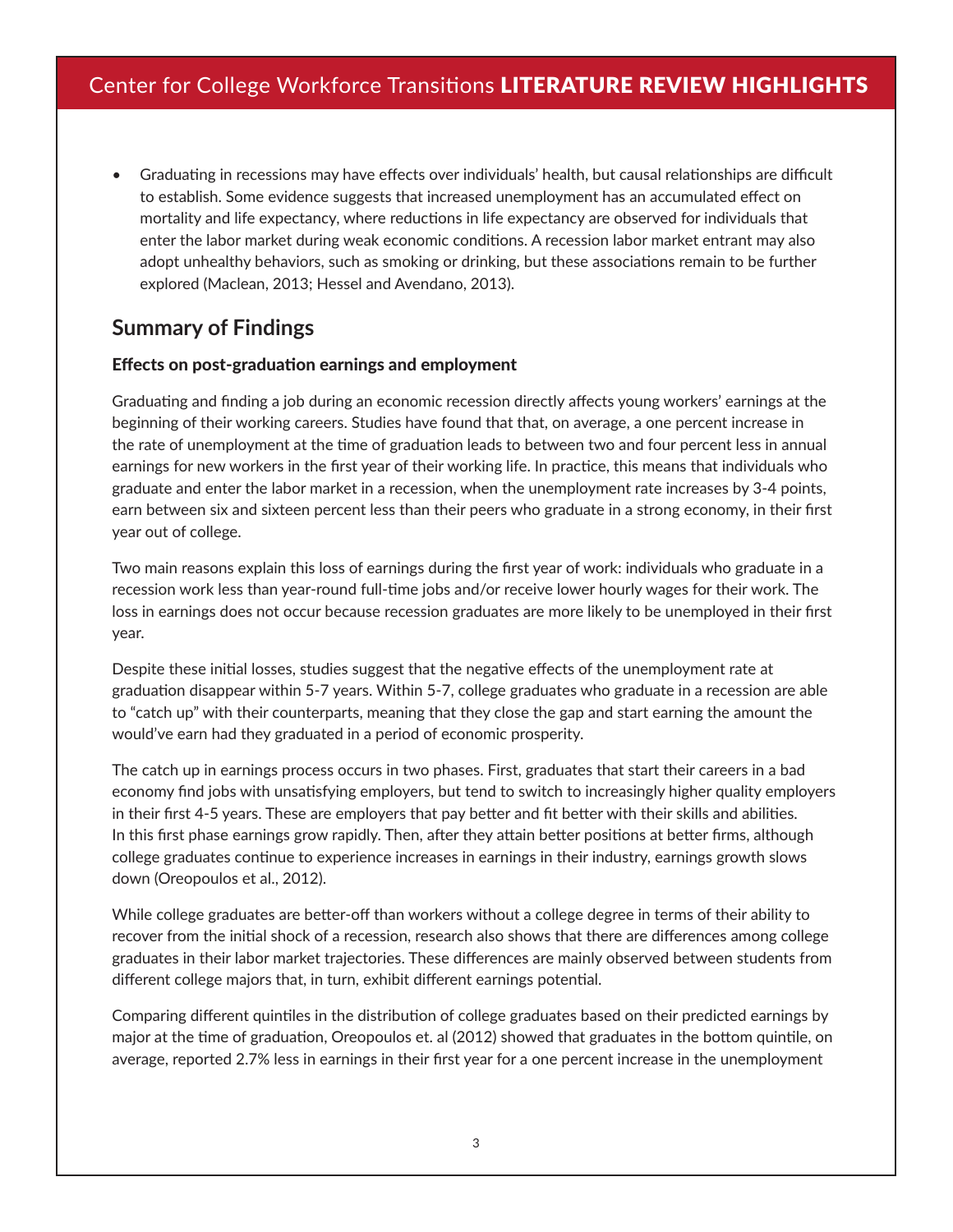- Graduating in recessions may have effects over individuals' health, but causal relationships are difficult to establish. Some evidence suggests that increased unemployment has an accumulated effect on mortality and life expectancy, where reductions in life expectancy are observed for individuals that enter the labor market during weak economic conditions. A recession labor market entrant may also adopt unhealthy behaviors, such as smoking or drinking, but these associations remain to be further explored (Maclean, 2013; Hessel and Avendano, 2013).

## Summary of Findings

### Effects on post-graduation earnings and employment

Graduating and finding a job during an economic recession directly affects young workers' earnings at the beginning of their working careers. Studies have found that that, on average, a one percent increase in the rate of unemployment at the time of graduation leads to between two and four percent less in annual earnings for new workers in the first year of their working life. In practice, this means that individuals who graduate and enter the labor market in a recession, when the unemployment rate increases by 3-4 points, earn between six and sixteen percent less than their peers who graduate in a strong economy, in their first year out of college.

Two main reasons explain this loss of earnings during the first year of work: individuals who graduate in a recession work less than year-round full-time jobs and/or receive lower hourly wages for their work. The loss in earnings does not occur because recession graduates are more likely to be unemployed in their first year.

Despite these initial losses, studies suggest that the negative effects of the unemployment rate at graduation disappear within 5-7 years. Within 5-7, college graduates who graduate in a recession are able to "catch up" with their counterparts, meaning that they close the gap and start earning the amount the would've earn had they graduated in a period of economic prosperity.

The catch up in earnings process occurs in two phases. First, graduates that start their careers in a bad economy find jobs with unsatisfying employers, but tend to switch to increasingly higher quality employers in their first 4-5 years. These are employers that pay better and fit better with their skills and abilities. In this first phase earnings grow rapidly. Then, after they attain better positions at better firms, although college graduates continue to experience increases in earnings in their industry, earnings growth slows down (Oreopoulos et al., 2012).

While college graduates are better-off than workers without a college degree in terms of their ability to recover from the initial shock of a recession, research also shows that there are differences among college graduates in their labor market trajectories. These differences are mainly observed between students from different college majors that, in turn, exhibit different earnings potential.

Comparing different quintiles in the distribution of college graduates based on their predicted earnings by major at the time of graduation, Oreopoulos et. al (2012) showed that graduates in the bottom quintile, on average, reported 2.7% less in earnings in their first year for a one percent increase in the unemployment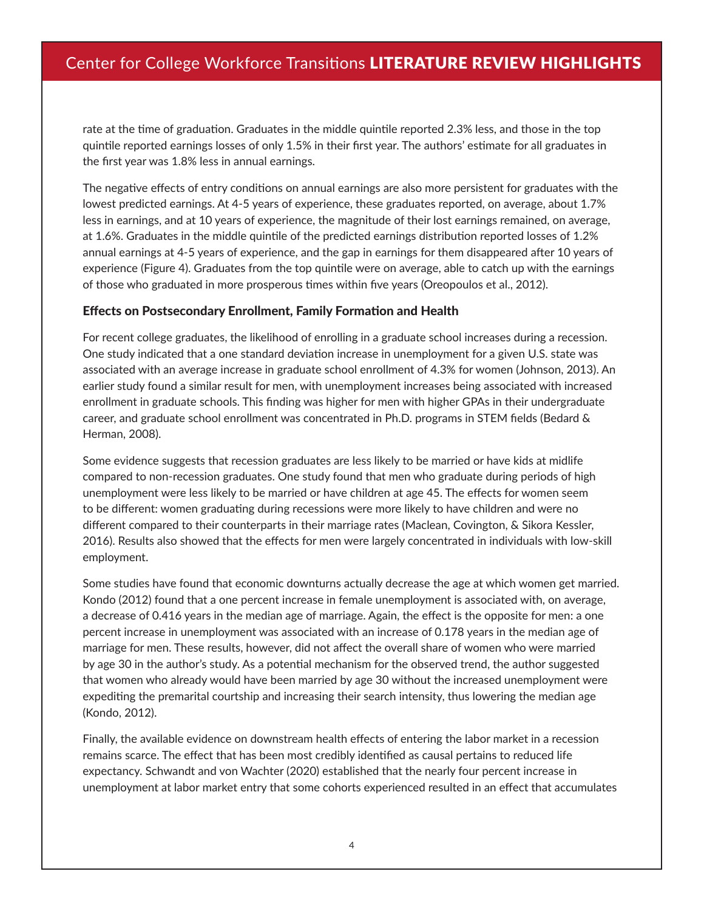rate at the time of graduation. Graduates in the middle quintile reported 2.3% less, and those in the top quintile reported earnings losses of only 1.5% in their first year. The authors' estimate for all graduates in the first year was 1.8% less in annual earnings.

The negative effects of entry conditions on annual earnings are also more persistent for graduates with the lowest predicted earnings. At 4-5 years of experience, these graduates reported, on average, about 1.7% less in earnings, and at 10 years of experience, the magnitude of their lost earnings remained, on average, at 1.6%. Graduates in the middle quintile of the predicted earnings distribution reported losses of 1.2% annual earnings at 4-5 years of experience, and the gap in earnings for them disappeared after 10 years of experience (Figure 4). Graduates from the top quintile were on average, able to catch up with the earnings of those who graduated in more prosperous times within five years (Oreopoulos et al., 2012).

### Effects on Postsecondary Enrollment, Family Formation and Health

For recent college graduates, the likelihood of enrolling in a graduate school increases during a recession. One study indicated that a one standard deviation increase in unemployment for a given U.S. state was associated with an average increase in graduate school enrollment of 4.3% for women (Johnson, 2013). An earlier study found a similar result for men, with unemployment increases being associated with increased enrollment in graduate schools. This finding was higher for men with higher GPAs in their undergraduate career, and graduate school enrollment was concentrated in Ph.D. programs in STEM fields (Bedard & Herman, 2008).

Some evidence suggests that recession graduates are less likely to be married or have kids at midlife compared to non-recession graduates. One study found that men who graduate during periods of high unemployment were less likely to be married or have children at age 45. The effects for women seem to be different: women graduating during recessions were more likely to have children and were no different compared to their counterparts in their marriage rates (Maclean, Covington, & Sikora Kessler, 2016). Results also showed that the effects for men were largely concentrated in individuals with low-skill employment.

Some studies have found that economic downturns actually decrease the age at which women get married. Kondo (2012) found that a one percent increase in female unemployment is associated with, on average, a decrease of 0.416 years in the median age of marriage. Again, the effect is the opposite for men: a one percent increase in unemployment was associated with an increase of 0.178 years in the median age of marriage for men. These results, however, did not affect the overall share of women who were married by age 30 in the author's study. As a potential mechanism for the observed trend, the author suggested that women who already would have been married by age 30 without the increased unemployment were expediting the premarital courtship and increasing their search intensity, thus lowering the median age (Kondo, 2012).

Finally, the available evidence on downstream health effects of entering the labor market in a recession remains scarce. The effect that has been most credibly identified as causal pertains to reduced life expectancy. Schwandt and von Wachter (2020) established that the nearly four percent increase in unemployment at labor market entry that some cohorts experienced resulted in an effect that accumulates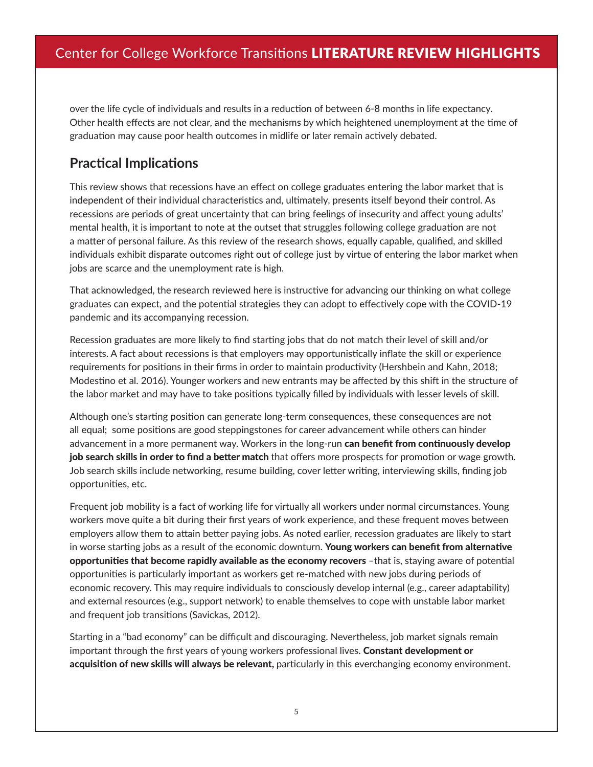over the life cycle of individuals and results in a reduction of between 6-8 months in life expectancy. Other health effects are not clear, and the mechanisms by which heightened unemployment at the time of graduation may cause poor health outcomes in midlife or later remain actively debated.

## Practical Implications

This review shows that recessions have an effect on college graduates entering the labor market that is independent of their individual characteristics and, ultimately, presents itself beyond their control. As recessions are periods of great uncertainty that can bring feelings of insecurity and affect young adults' mental health, it is important to note at the outset that struggles following college graduation are not a matter of personal failure. As this review of the research shows, equally capable, qualified, and skilled individuals exhibit disparate outcomes right out of college just by virtue of entering the labor market when jobs are scarce and the unemployment rate is high.

That acknowledged, the research reviewed here is instructive for advancing our thinking on what college graduates can expect, and the potential strategies they can adopt to effectively cope with the COVID-19 pandemic and its accompanying recession.

Recession graduates are more likely to find starting jobs that do not match their level of skill and/or interests. A fact about recessions is that employers may opportunistically inflate the skill or experience requirements for positions in their firms in order to maintain productivity (Hershbein and Kahn, 2018; Modestino et al. 2016). Younger workers and new entrants may be affected by this shift in the structure of the labor market and may have to take positions typically filled by individuals with lesser levels of skill.

Although one's starting position can generate long-term consequences, these consequences are not all equal; some positions are good steppingstones for career advancement while others can hinder advancement in a more permanent way. Workers in the long-run **can benefit from continuously develop job search skills in order to find a better match** that offers more prospects for promotion or wage growth. Job search skills include networking, resume building, cover letter writing, interviewing skills, finding job opportunities, etc.

Frequent job mobility is a fact of working life for virtually all workers under normal circumstances. Young workers move quite a bit during their first years of work experience, and these frequent moves between employers allow them to attain better paying jobs. As noted earlier, recession graduates are likely to start in worse starting jobs as a result of the economic downturn. **Young workers can benefit from alternative opportunities that become rapidly available as the economy recovers** –that is, staying aware of potential opportunities is particularly important as workers get re-matched with new jobs during periods of economic recovery. This may require individuals to consciously develop internal (e.g., career adaptability) and external resources (e.g., support network) to enable themselves to cope with unstable labor market and frequent job transitions (Savickas, 2012).

Starting in a "bad economy" can be difficult and discouraging. Nevertheless, job market signals remain important through the first years of young workers professional lives. **Constant development or acquisition of new skills will always be relevant,** particularly in this everchanging economy environment.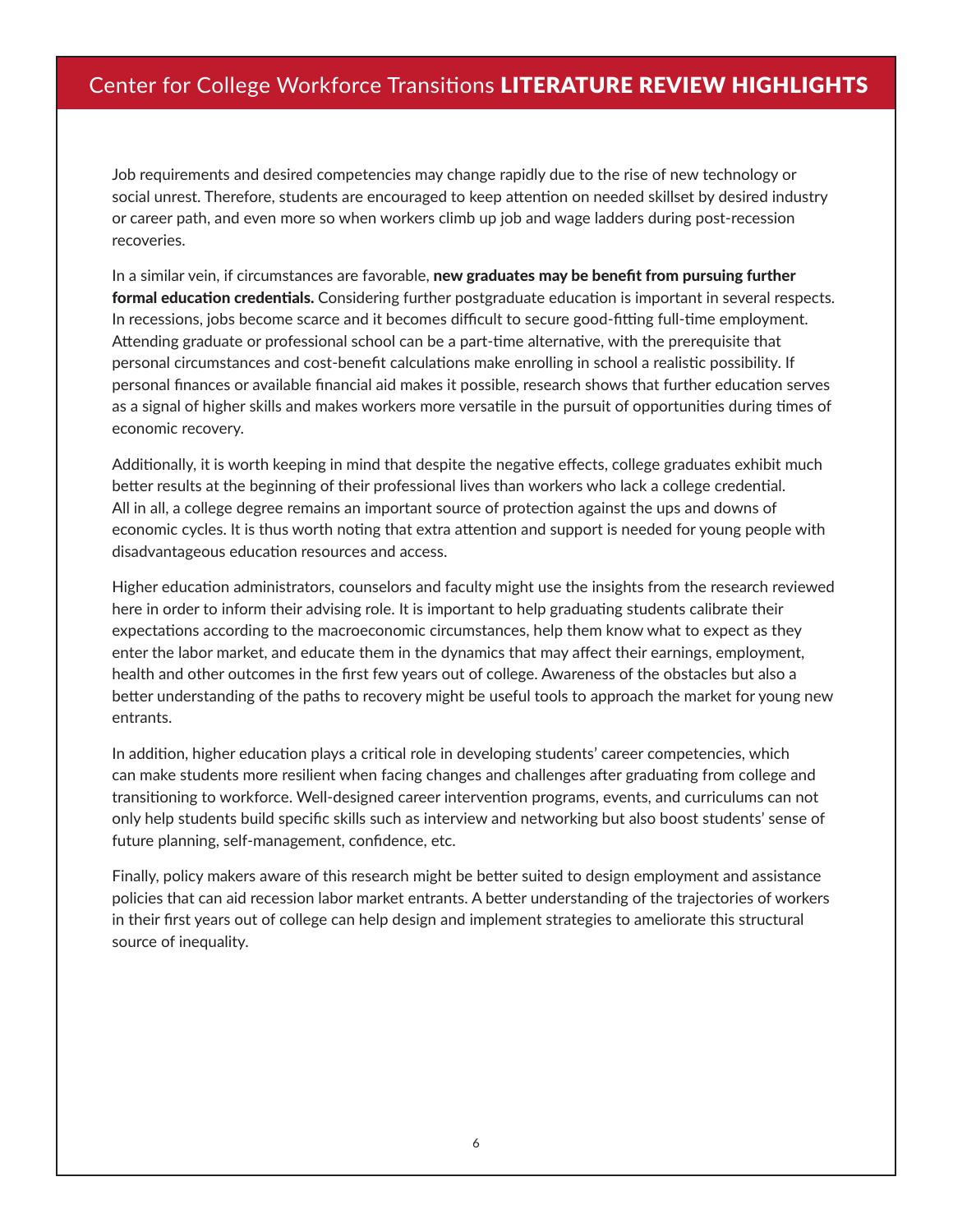Job requirements and desired competencies may change rapidly due to the rise of new technology or social unrest. Therefore, students are encouraged to keep attention on needed skillset by desired industry or career path, and even more so when workers climb up job and wage ladders during post-recession recoveries.

In a similar vein, if circumstances are favorable, **new graduates may be benefit from pursuing further formal education credentials.** Considering further postgraduate education is important in several respects. In recessions, jobs become scarce and it becomes difficult to secure good-fitting full-time employment. Attending graduate or professional school can be a part-time alternative, with the prerequisite that personal circumstances and cost-benefit calculations make enrolling in school a realistic possibility. If personal finances or available financial aid makes it possible, research shows that further education serves as a signal of higher skills and makes workers more versatile in the pursuit of opportunities during times of economic recovery.

Additionally, it is worth keeping in mind that despite the negative effects, college graduates exhibit much better results at the beginning of their professional lives than workers who lack a college credential. All in all, a college degree remains an important source of protection against the ups and downs of economic cycles. It is thus worth noting that extra attention and support is needed for young people with disadvantageous education resources and access.

Higher education administrators, counselors and faculty might use the insights from the research reviewed here in order to inform their advising role. It is important to help graduating students calibrate their expectations according to the macroeconomic circumstances, help them know what to expect as they enter the labor market, and educate them in the dynamics that may affect their earnings, employment, health and other outcomes in the first few years out of college. Awareness of the obstacles but also a better understanding of the paths to recovery might be useful tools to approach the market for young new entrants.

In addition, higher education plays a critical role in developing students' career competencies, which can make students more resilient when facing changes and challenges after graduating from college and transitioning to workforce. Well-designed career intervention programs, events, and curriculums can not only help students build specific skills such as interview and networking but also boost students' sense of future planning, self-management, confidence, etc.

Finally, policy makers aware of this research might be better suited to design employment and assistance policies that can aid recession labor market entrants. A better understanding of the trajectories of workers in their first years out of college can help design and implement strategies to ameliorate this structural source of inequality.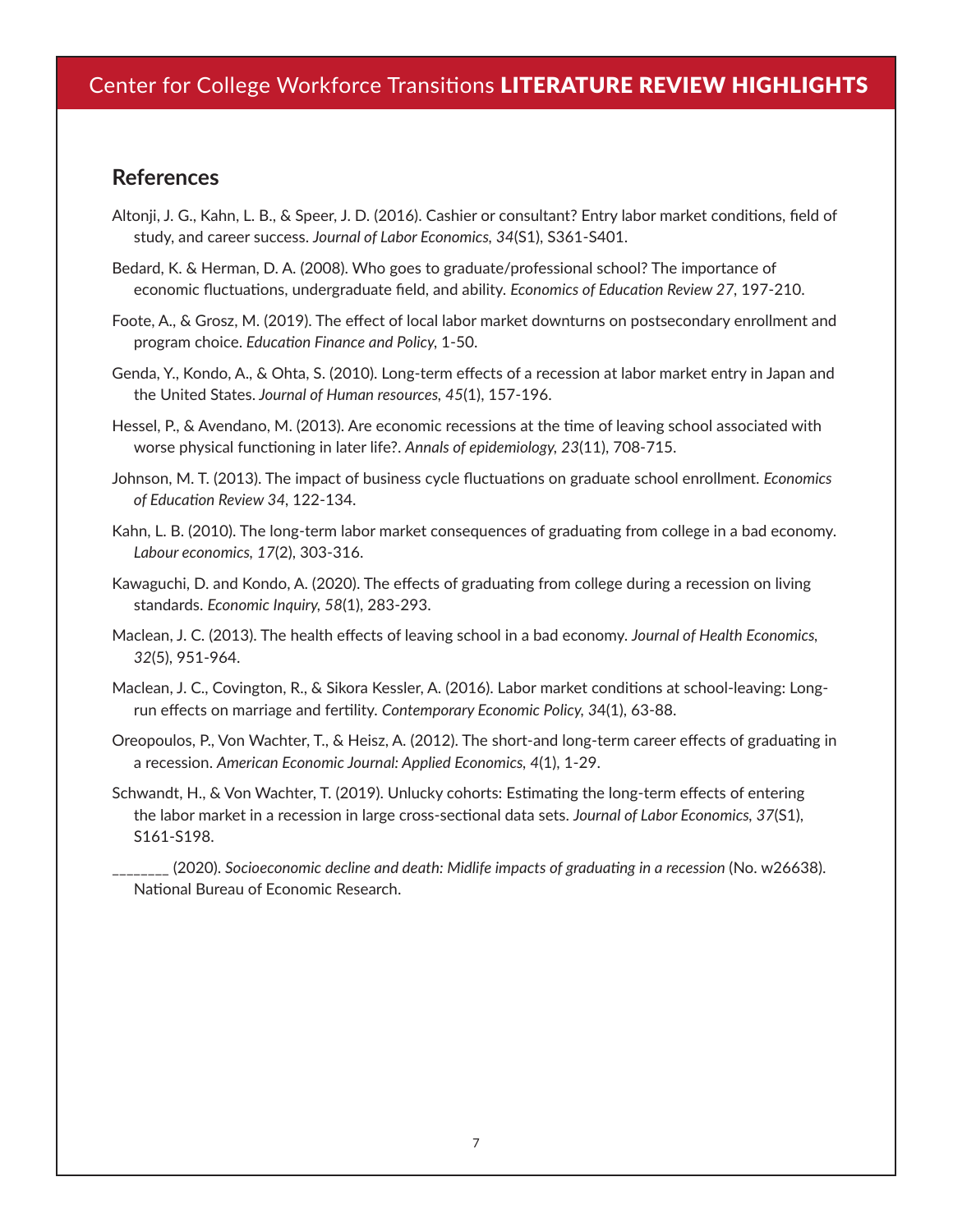## References

Altonji, J. G., Kahn, L. B., & Speer, J. D. (2016). Cashier or consultant? Entry labor market conditions, field of study, and career success. *Journal of Labor Economics, 34*(S1), S361-S401.

Bedard, K. & Herman, D. A. (2008). Who goes to graduate/professional school? The importance of economic fluctuations, undergraduate field, and ability. *Economics of Education Review 27*, 197-210.

Foote, A., & Grosz, M. (2019). The effect of local labor market downturns on postsecondary enrollment and program choice. *Education Finance and Policy*, 1-50.

Genda, Y., Kondo, A., & Ohta, S. (2010). Long-term effects of a recession at labor market entry in Japan and the United States. *Journal of Human resources, 45*(1), 157-196.

Hessel, P., & Avendano, M. (2013). Are economic recessions at the time of leaving school associated with worse physical functioning in later life?. *Annals of epidemiology, 23*(11), 708-715.

Johnson, M. T. (2013). The impact of business cycle fluctuations on graduate school enrollment. *Economics of Education Review 34*, 122-134.

Kahn, L. B. (2010). The long-term labor market consequences of graduating from college in a bad economy. *Labour economics, 17*(2), 303-316.

Kawaguchi, D. and Kondo, A. (2020). The effects of graduating from college during a recession on living standards. *Economic Inquiry, 58*(1), 283-293.

Maclean, J. C. (2013). The health effects of leaving school in a bad economy. *Journal of Health Economics, 32*(5), 951-964.

Maclean, J. C., Covington, R., & Sikora Kessler, A. (2016). Labor market conditions at school-leaving: Long-run effects on marriage and fertility. *Contemporary Economic Policy, 34*(1), 63-88.

Oreopoulos, P., Von Wachter, T., & Heisz, A. (2012). The short-and long-term career effects of graduating in a recession. *American Economic Journal: Applied Economics, 4*(1), 1-29.

Schwandt, H., & Von Wachter, T. (2019). Unlucky cohorts: Estimating the long-term effects of entering the labor market in a recession in large cross-sectional data sets. *Journal of Labor Economics, 37*(S1), S161-S198.

________ (2020). *Socioeconomic decline and death: Midlife impacts of graduating in a recession* (No. w26638). National Bureau of Economic Research.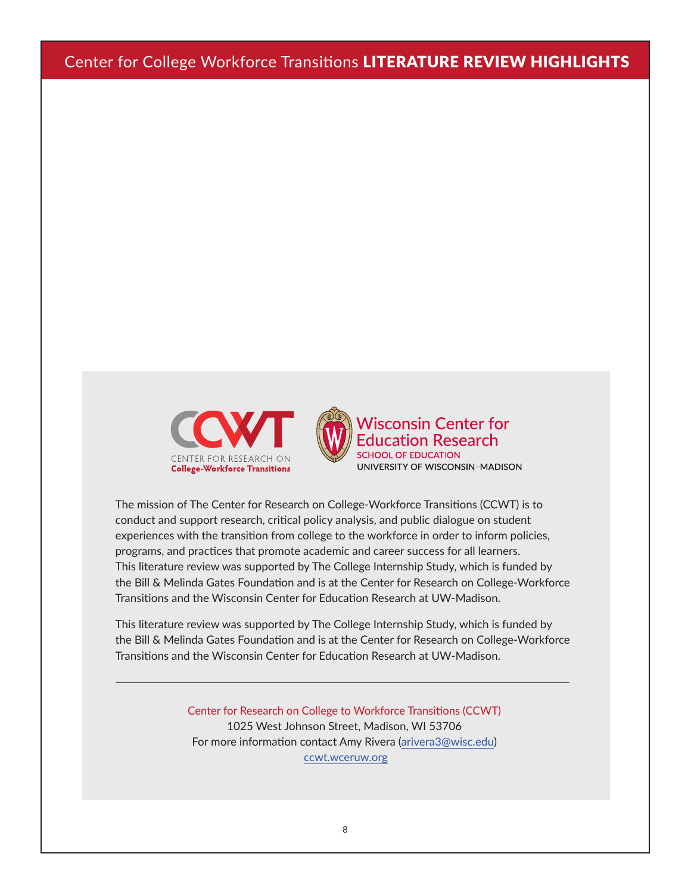CENTER FOR RESEARCH ON
**College-Workforce Transitions**

Wisconsin Center for Education Research
SCHOOL OF EDUCATION
UNIVERSITY OF WISCONSIN–MADISON

The mission of The Center for Research on College-Workforce Transitions (CCWT) is to conduct and support research, critical policy analysis, and public dialogue on student experiences with the transition from college to the workforce in order to inform policies, programs, and practices that promote academic and career success for all learners. This literature review was supported by The College Internship Study, which is funded by the Bill & Melinda Gates Foundation and is at the Center for Research on College-Workforce Transitions and the Wisconsin Center for Education Research at UW-Madison.

This literature review was supported by The College Internship Study, which is funded by the Bill & Melinda Gates Foundation and is at the Center for Research on College-Workforce Transitions and the Wisconsin Center for Education Research at UW-Madison.

---

Center for Research on College to Workforce Transitions (CCWT)
1025 West Johnson Street, Madison, WI 53706
For more information contact Amy Rivera (arivera3@wisc.edu)
ccwt.wceruw.org